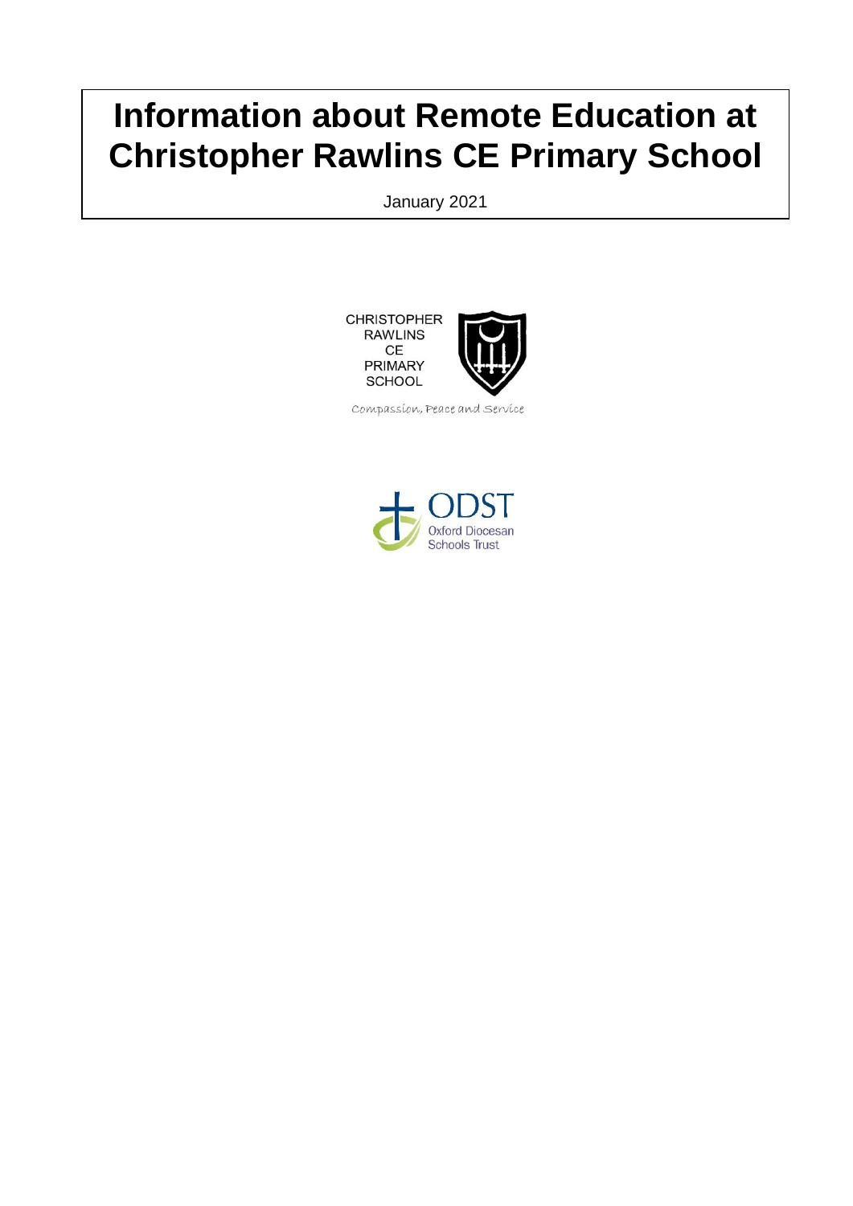# Information about Remote Education at Christopher Rawlins CE Primary School

January 2021

CHRISTOPHER RAWLINS CE PRIMARY SCHOOL

Compassion, Peace and Service

ODST Oxford Diocesan Schools Trust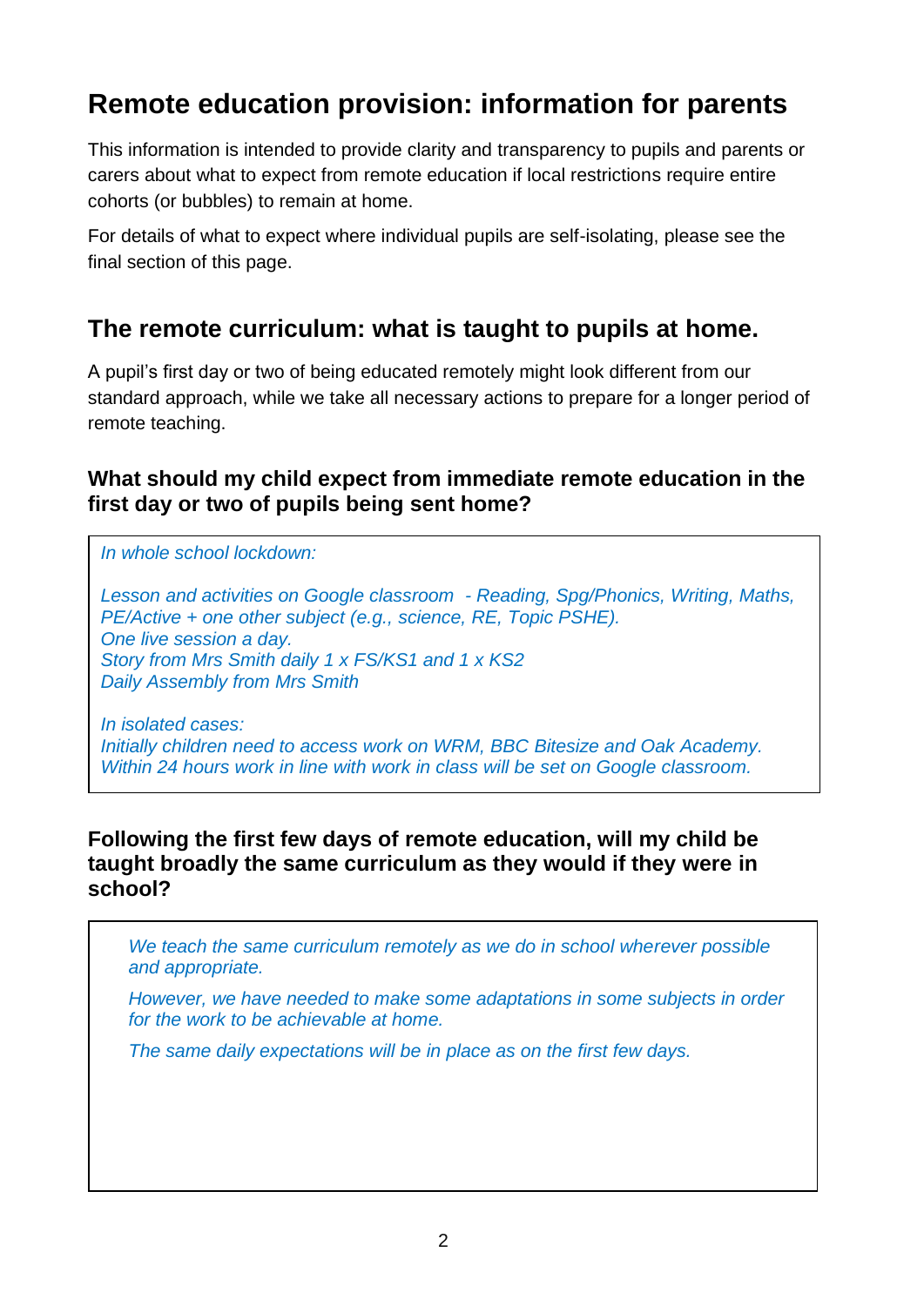# Remote education provision: information for parents

This information is intended to provide clarity and transparency to pupils and parents or carers about what to expect from remote education if local restrictions require entire cohorts (or bubbles) to remain at home.

For details of what to expect where individual pupils are self-isolating, please see the final section of this page.

## The remote curriculum: what is taught to pupils at home.

A pupil's first day or two of being educated remotely might look different from our standard approach, while we take all necessary actions to prepare for a longer period of remote teaching.

### What should my child expect from immediate remote education in the first day or two of pupils being sent home?

*In whole school lockdown:*

*Lesson and activities on Google classroom - Reading, Spg/Phonics, Writing, Maths, PE/Active + one other subject (e.g., science, RE, Topic PSHE).*
*One live session a day.*
*Story from Mrs Smith daily 1 x FS/KS1 and 1 x KS2*
*Daily Assembly from Mrs Smith*

*In isolated cases:*
*Initially children need to access work on WRM, BBC Bitesize and Oak Academy.*
*Within 24 hours work in line with work in class will be set on Google classroom.*

### Following the first few days of remote education, will my child be taught broadly the same curriculum as they would if they were in school?

*We teach the same curriculum remotely as we do in school wherever possible and appropriate.*

*However, we have needed to make some adaptations in some subjects in order for the work to be achievable at home.*

*The same daily expectations will be in place as on the first few days.*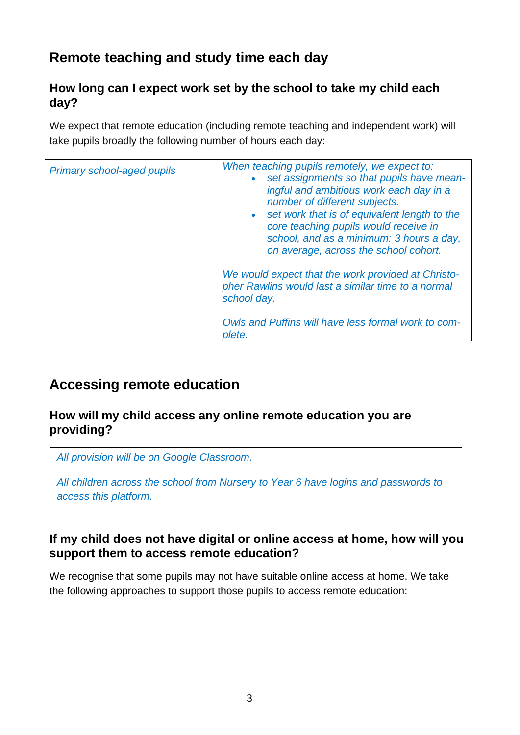## Remote teaching and study time each day

### How long can I expect work set by the school to take my child each day?

We expect that remote education (including remote teaching and independent work) will take pupils broadly the following number of hours each day:

| *Primary school-aged pupils* | *When teaching pupils remotely, we expect to:*<br>• *set assignments so that pupils have meaningful and ambitious work each day in a number of different subjects.*<br>• *set work that is of equivalent length to the core teaching pupils would receive in school, and as a minimum: 3 hours a day, on average, across the school cohort.*<br><br>*We would expect that the work provided at Christopher Rawlins would last a similar time to a normal school day.*<br><br>*Owls and Puffins will have less formal work to complete.* |
|---|---|

## Accessing remote education

### How will my child access any online remote education you are providing?

*All provision will be on Google Classroom.*

*All children across the school from Nursery to Year 6 have logins and passwords to access this platform.*

### If my child does not have digital or online access at home, how will you support them to access remote education?

We recognise that some pupils may not have suitable online access at home. We take the following approaches to support those pupils to access remote education: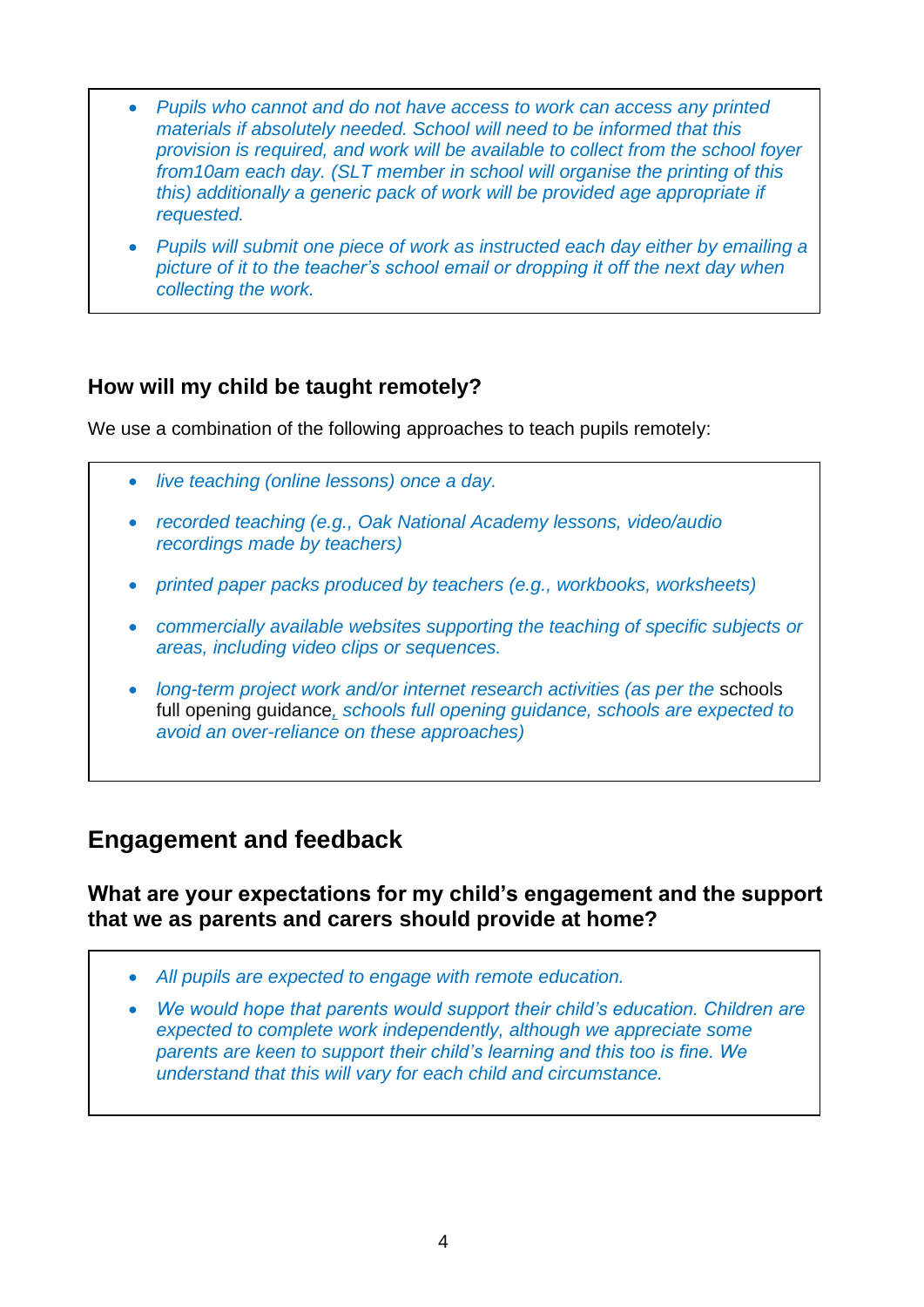- *Pupils who cannot and do not have access to work can access any printed materials if absolutely needed. School will need to be informed that this provision is required, and work will be available to collect from the school foyer from10am each day. (SLT member in school will organise the printing of this this) additionally a generic pack of work will be provided age appropriate if requested.*
- *Pupils will submit one piece of work as instructed each day either by emailing a picture of it to the teacher's school email or dropping it off the next day when collecting the work.*

### How will my child be taught remotely?

We use a combination of the following approaches to teach pupils remotely:

- *live teaching (online lessons) once a day.*
- *recorded teaching (e.g., Oak National Academy lessons, video/audio recordings made by teachers)*
- *printed paper packs produced by teachers (e.g., workbooks, worksheets)*
- *commercially available websites supporting the teaching of specific subjects or areas, including video clips or sequences.*
- *long-term project work and/or internet research activities (as per the* schools full opening guidance*, schools full opening guidance, schools are expected to avoid an over-reliance on these approaches)*

## Engagement and feedback

### What are your expectations for my child's engagement and the support that we as parents and carers should provide at home?

- *All pupils are expected to engage with remote education.*
- *We would hope that parents would support their child's education. Children are expected to complete work independently, although we appreciate some parents are keen to support their child's learning and this too is fine. We understand that this will vary for each child and circumstance.*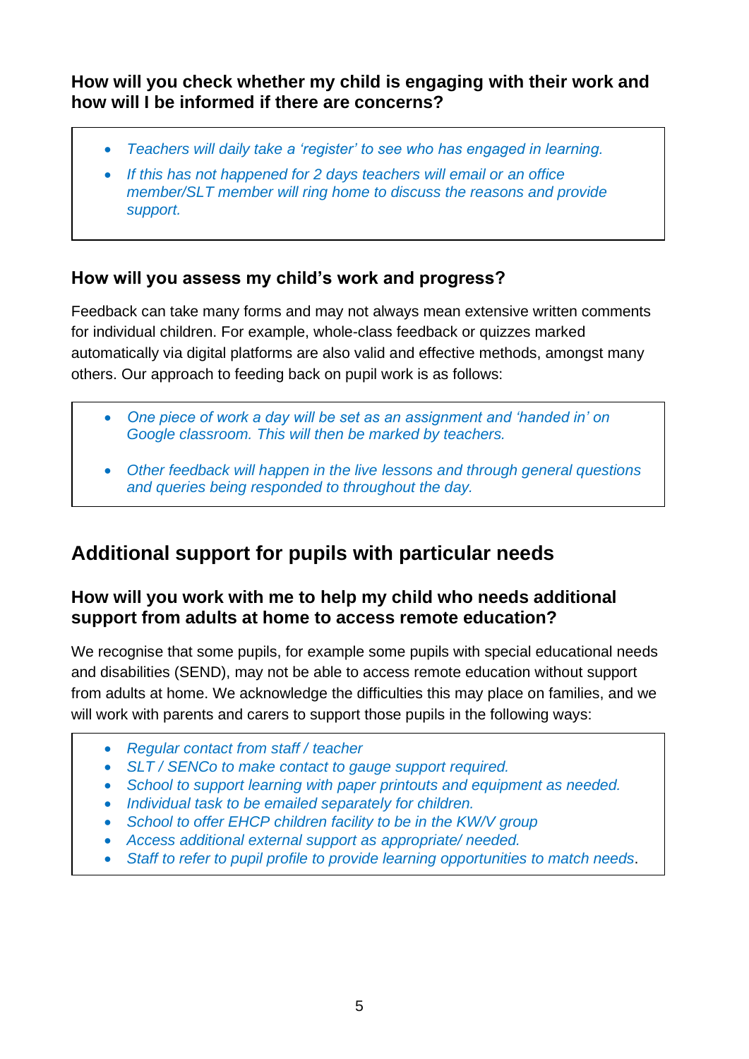### How will you check whether my child is engaging with their work and how will I be informed if there are concerns?

- *Teachers will daily take a 'register' to see who has engaged in learning.*
- *If this has not happened for 2 days teachers will email or an office member/SLT member will ring home to discuss the reasons and provide support.*

### How will you assess my child's work and progress?

Feedback can take many forms and may not always mean extensive written comments for individual children. For example, whole-class feedback or quizzes marked automatically via digital platforms are also valid and effective methods, amongst many others. Our approach to feeding back on pupil work is as follows:

- *One piece of work a day will be set as an assignment and 'handed in' on Google classroom. This will then be marked by teachers.*
- *Other feedback will happen in the live lessons and through general questions and queries being responded to throughout the day.*

## Additional support for pupils with particular needs

### How will you work with me to help my child who needs additional support from adults at home to access remote education?

We recognise that some pupils, for example some pupils with special educational needs and disabilities (SEND), may not be able to access remote education without support from adults at home. We acknowledge the difficulties this may place on families, and we will work with parents and carers to support those pupils in the following ways:

- *Regular contact from staff / teacher*
- *SLT / SENCo to make contact to gauge support required.*
- *School to support learning with paper printouts and equipment as needed.*
- *Individual task to be emailed separately for children.*
- *School to offer EHCP children facility to be in the KW/V group*
- *Access additional external support as appropriate/ needed.*
- *Staff to refer to pupil profile to provide learning opportunities to match needs*.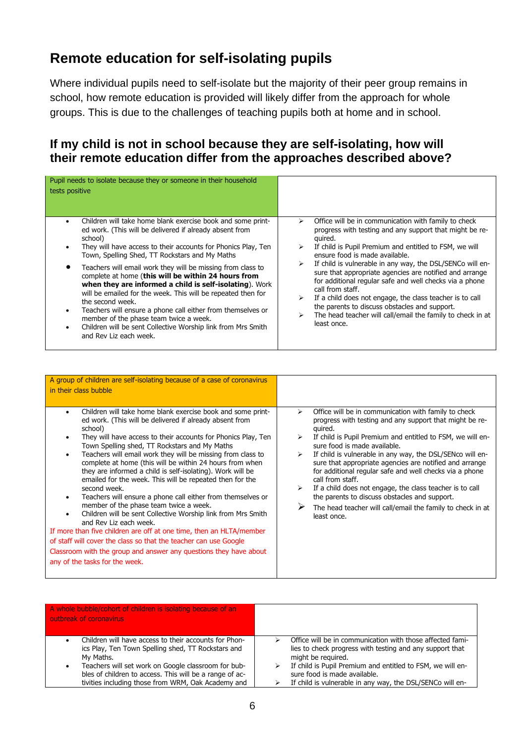## Remote education for self-isolating pupils

Where individual pupils need to self-isolate but the majority of their peer group remains in school, how remote education is provided will likely differ from the approach for whole groups. This is due to the challenges of teaching pupils both at home and in school.

### If my child is not in school because they are self-isolating, how will their remote education differ from the approaches described above?

| Pupil needs to isolate because they or someone in their household tests positive | |
|---|---|
| <ul><li>Children will take home blank exercise book and some printed work. (This will be delivered if already absent from school)</li><li>They will have access to their accounts for Phonics Play, Ten Town, Spelling Shed, TT Rockstars and My Maths</li><li>Teachers will email work they will be missing from class to complete at home (**this will be within 24 hours from when they are informed a child is self-isolating**). Work will be emailed for the week. This will be repeated then for the second week.</li><li>Teachers will ensure a phone call either from themselves or member of the phase team twice a week.</li><li>Children will be sent Collective Worship link from Mrs Smith and Rev Liz each week.</li></ul> | <ul><li>Office will be in communication with family to check progress with testing and any support that might be required.</li><li>If child is Pupil Premium and entitled to FSM, we will ensure food is made available.</li><li>If child is vulnerable in any way, the DSL/SENCo will ensure that appropriate agencies are notified and arrange for additional regular safe and well checks via a phone call from staff.</li><li>If a child does not engage, the class teacher is to call the parents to discuss obstacles and support.</li><li>The head teacher will call/email the family to check in at least once.</li></ul> |

| A group of children are self-isolating because of a case of coronavirus in their class bubble | |
|---|---|
| <ul><li>Children will take home blank exercise book and some printed work. (This will be delivered if already absent from school)</li><li>They will have access to their accounts for Phonics Play, Ten Town Spelling shed, TT Rockstars and My Maths</li><li>Teachers will email work they will be missing from class to complete at home (this will be within 24 hours from when they are informed a child is self-isolating). Work will be emailed for the week. This will be repeated then for the second week.</li><li>Teachers will ensure a phone call either from themselves or member of the phase team twice a week.</li><li>Children will be sent Collective Worship link from Mrs Smith and Rev Liz each week.</li></ul>If more than five children are off at one time, then an HLTA/member of staff will cover the class so that the teacher can use Google Classroom with the group and answer any questions they have about any of the tasks for the week. | <ul><li>Office will be in communication with family to check progress with testing and any support that might be required.</li><li>If child is Pupil Premium and entitled to FSM, we will ensure food is made available.</li><li>If child is vulnerable in any way, the DSL/SENco will ensure that appropriate agencies are notified and arrange for additional regular safe and well checks via a phone call from staff.</li><li>If a child does not engage, the class teacher is to call the parents to discuss obstacles and support.</li><li>The head teacher will call/email the family to check in at least once.</li></ul> |

| A whole bubble/cohort of children is isolating because of an outbreak of coronavirus | |
|---|---|
| <ul><li>Children will have access to their accounts for Phonics Play, Ten Town Spelling shed, TT Rockstars and My Maths.</li><li>Teachers will set work on Google classroom for bubbles of children to access. This will be a range of activities including those from WRM, Oak Academy and</li></ul> | <ul><li>Office will be in communication with those affected families to check progress with testing and any support that might be required.</li><li>If child is Pupil Premium and entitled to FSM, we will ensure food is made available.</li><li>If child is vulnerable in any way, the DSL/SENCo will en-</li></ul> |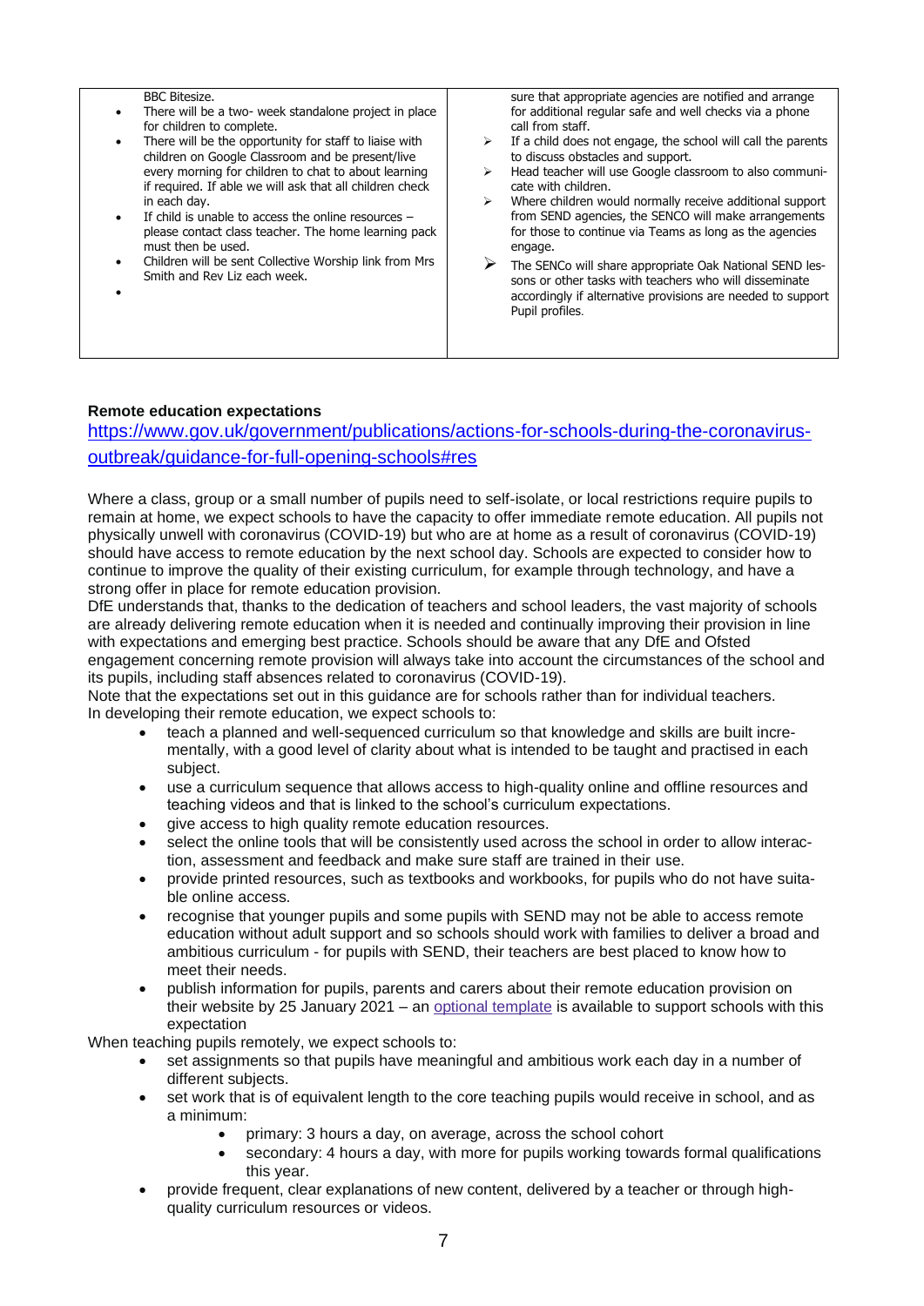| | |
|---|---|
| BBC Bitesize.<br>• There will be a two- week standalone project in place for children to complete.<br>• There will be the opportunity for staff to liaise with children on Google Classroom and be present/live every morning for children to chat to about learning if required. If able we will ask that all children check in each day.<br>• If child is unable to access the online resources – please contact class teacher. The home learning pack must then be used.<br>• Children will be sent Collective Worship link from Mrs Smith and Rev Liz each week.<br>• | sure that appropriate agencies are notified and arrange for additional regular safe and well checks via a phone call from staff.<br>➢ If a child does not engage, the school will call the parents to discuss obstacles and support.<br>➢ Head teacher will use Google classroom to also communicate with children.<br>➢ Where children would normally receive additional support from SEND agencies, the SENCO will make arrangements for those to continue via Teams as long as the agencies engage.<br>➢ The SENCo will share appropriate Oak National SEND lessons or other tasks with teachers who will disseminate accordingly if alternative provisions are needed to support Pupil profiles. |

**Remote education expectations**

[https://www.gov.uk/government/publications/actions-for-schools-during-the-coronavirus-outbreak/guidance-for-full-opening-schools#res](https://www.gov.uk/government/publications/actions-for-schools-during-the-coronavirus-outbreak/guidance-for-full-opening-schools#res)

Where a class, group or a small number of pupils need to self-isolate, or local restrictions require pupils to remain at home, we expect schools to have the capacity to offer immediate remote education. All pupils not physically unwell with coronavirus (COVID-19) but who are at home as a result of coronavirus (COVID-19) should have access to remote education by the next school day. Schools are expected to consider how to continue to improve the quality of their existing curriculum, for example through technology, and have a strong offer in place for remote education provision.

DfE understands that, thanks to the dedication of teachers and school leaders, the vast majority of schools are already delivering remote education when it is needed and continually improving their provision in line with expectations and emerging best practice. Schools should be aware that any DfE and Ofsted engagement concerning remote provision will always take into account the circumstances of the school and its pupils, including staff absences related to coronavirus (COVID-19).

Note that the expectations set out in this guidance are for schools rather than for individual teachers.

In developing their remote education, we expect schools to:

- teach a planned and well-sequenced curriculum so that knowledge and skills are built incrementally, with a good level of clarity about what is intended to be taught and practised in each subject.
- use a curriculum sequence that allows access to high-quality online and offline resources and teaching videos and that is linked to the school's curriculum expectations.
- give access to high quality remote education resources.
- select the online tools that will be consistently used across the school in order to allow interaction, assessment and feedback and make sure staff are trained in their use.
- provide printed resources, such as textbooks and workbooks, for pupils who do not have suitable online access.
- recognise that younger pupils and some pupils with SEND may not be able to access remote education without adult support and so schools should work with families to deliver a broad and ambitious curriculum - for pupils with SEND, their teachers are best placed to know how to meet their needs.
- publish information for pupils, parents and carers about their remote education provision on their website by 25 January 2021 – an optional template is available to support schools with this expectation

When teaching pupils remotely, we expect schools to:

- set assignments so that pupils have meaningful and ambitious work each day in a number of different subjects.
- set work that is of equivalent length to the core teaching pupils would receive in school, and as a minimum:
  - primary: 3 hours a day, on average, across the school cohort
  - secondary: 4 hours a day, with more for pupils working towards formal qualifications this year.
- provide frequent, clear explanations of new content, delivered by a teacher or through high-quality curriculum resources or videos.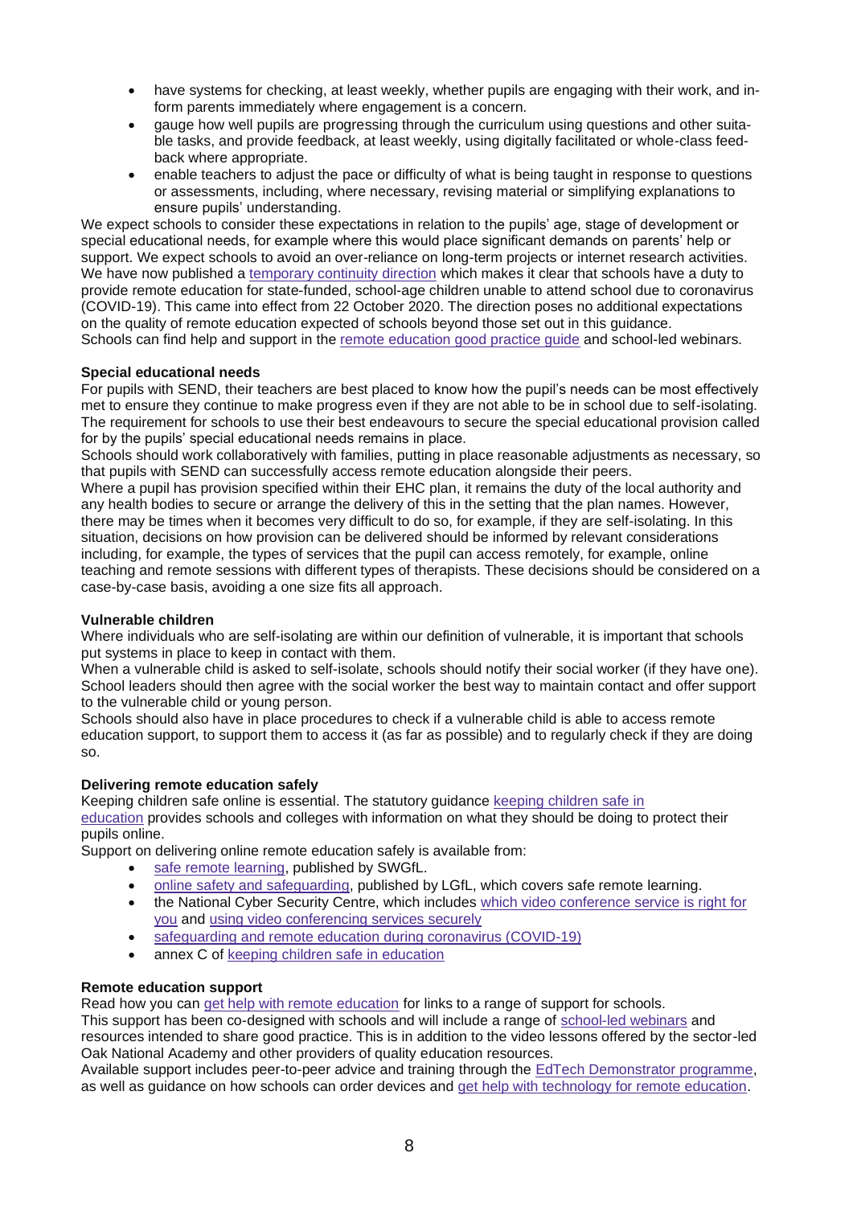- have systems for checking, at least weekly, whether pupils are engaging with their work, and inform parents immediately where engagement is a concern.
- gauge how well pupils are progressing through the curriculum using questions and other suitable tasks, and provide feedback, at least weekly, using digitally facilitated or whole-class feedback where appropriate.
- enable teachers to adjust the pace or difficulty of what is being taught in response to questions or assessments, including, where necessary, revising material or simplifying explanations to ensure pupils' understanding.

We expect schools to consider these expectations in relation to the pupils' age, stage of development or special educational needs, for example where this would place significant demands on parents' help or support. We expect schools to avoid an over-reliance on long-term projects or internet research activities.

We have now published a temporary continuity direction which makes it clear that schools have a duty to provide remote education for state-funded, school-age children unable to attend school due to coronavirus (COVID-19). This came into effect from 22 October 2020. The direction poses no additional expectations on the quality of remote education expected of schools beyond those set out in this guidance.

Schools can find help and support in the remote education good practice guide and school-led webinars.

**Special educational needs**

For pupils with SEND, their teachers are best placed to know how the pupil's needs can be most effectively met to ensure they continue to make progress even if they are not able to be in school due to self-isolating. The requirement for schools to use their best endeavours to secure the special educational provision called for by the pupils' special educational needs remains in place.

Schools should work collaboratively with families, putting in place reasonable adjustments as necessary, so that pupils with SEND can successfully access remote education alongside their peers.

Where a pupil has provision specified within their EHC plan, it remains the duty of the local authority and any health bodies to secure or arrange the delivery of this in the setting that the plan names. However, there may be times when it becomes very difficult to do so, for example, if they are self-isolating. In this situation, decisions on how provision can be delivered should be informed by relevant considerations including, for example, the types of services that the pupil can access remotely, for example, online teaching and remote sessions with different types of therapists. These decisions should be considered on a case-by-case basis, avoiding a one size fits all approach.

**Vulnerable children**

Where individuals who are self-isolating are within our definition of vulnerable, it is important that schools put systems in place to keep in contact with them.

When a vulnerable child is asked to self-isolate, schools should notify their social worker (if they have one). School leaders should then agree with the social worker the best way to maintain contact and offer support to the vulnerable child or young person.

Schools should also have in place procedures to check if a vulnerable child is able to access remote education support, to support them to access it (as far as possible) and to regularly check if they are doing so.

**Delivering remote education safely**

Keeping children safe online is essential. The statutory guidance keeping children safe in education provides schools and colleges with information on what they should be doing to protect their pupils online.

Support on delivering online remote education safely is available from:

- safe remote learning, published by SWGfL.
- online safety and safeguarding, published by LGfL, which covers safe remote learning.
- the National Cyber Security Centre, which includes which video conference service is right for you and using video conferencing services securely
- safeguarding and remote education during coronavirus (COVID-19)
- annex C of keeping children safe in education

**Remote education support**

Read how you can get help with remote education for links to a range of support for schools.

This support has been co-designed with schools and will include a range of school-led webinars and resources intended to share good practice. This is in addition to the video lessons offered by the sector-led Oak National Academy and other providers of quality education resources.

Available support includes peer-to-peer advice and training through the EdTech Demonstrator programme, as well as guidance on how schools can order devices and get help with technology for remote education.